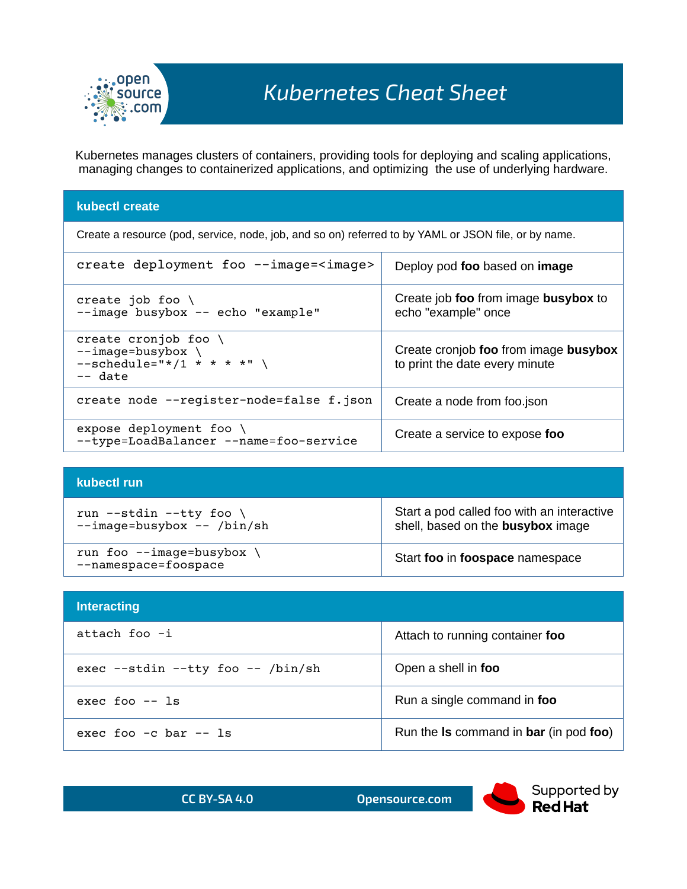# Kubernetes Cheat Sheet

Kubernetes manages clusters of containers, providing tools for deploying and scaling applications, managing changes to containerized applications, and optimizing the use of underlying hardware.

## kubectl create

Create a resource (pod, service, node, job, and so on) referred to by YAML or JSON file, or by name.

| Command | Description |
|---|---|
| `create deployment foo --image=<image>` | Deploy pod **foo** based on **image** |
| `create job foo \ --image busybox -- echo "example"` | Create job **foo** from image **busybox** to echo "example" once |
| `create cronjob foo \ --image=busybox \ --schedule="*/1 * * * *" \ -- date` | Create cronjob **foo** from image **busybox** to print the date every minute |
| `create node --register-node=false f.json` | Create a node from foo.json |
| `expose deployment foo \ --type=LoadBalancer --name=foo-service` | Create a service to expose **foo** |

## kubectl run

| Command | Description |
|---|---|
| `run --stdin --tty foo \ --image=busybox -- /bin/sh` | Start a pod called foo with an interactive shell, based on the **busybox** image |
| `run foo --image=busybox \ --namespace=foospace` | Start **foo** in **foospace** namespace |

## Interacting

| Command | Description |
|---|---|
| `attach foo -i` | Attach to running container **foo** |
| `exec --stdin --tty foo -- /bin/sh` | Open a shell in **foo** |
| `exec foo -- ls` | Run a single command in **foo** |
| `exec foo -c bar -- ls` | Run the **ls** command in **bar** (in pod **foo**) |

CC BY-SA 4.0 Opensource.com

Supported by Red Hat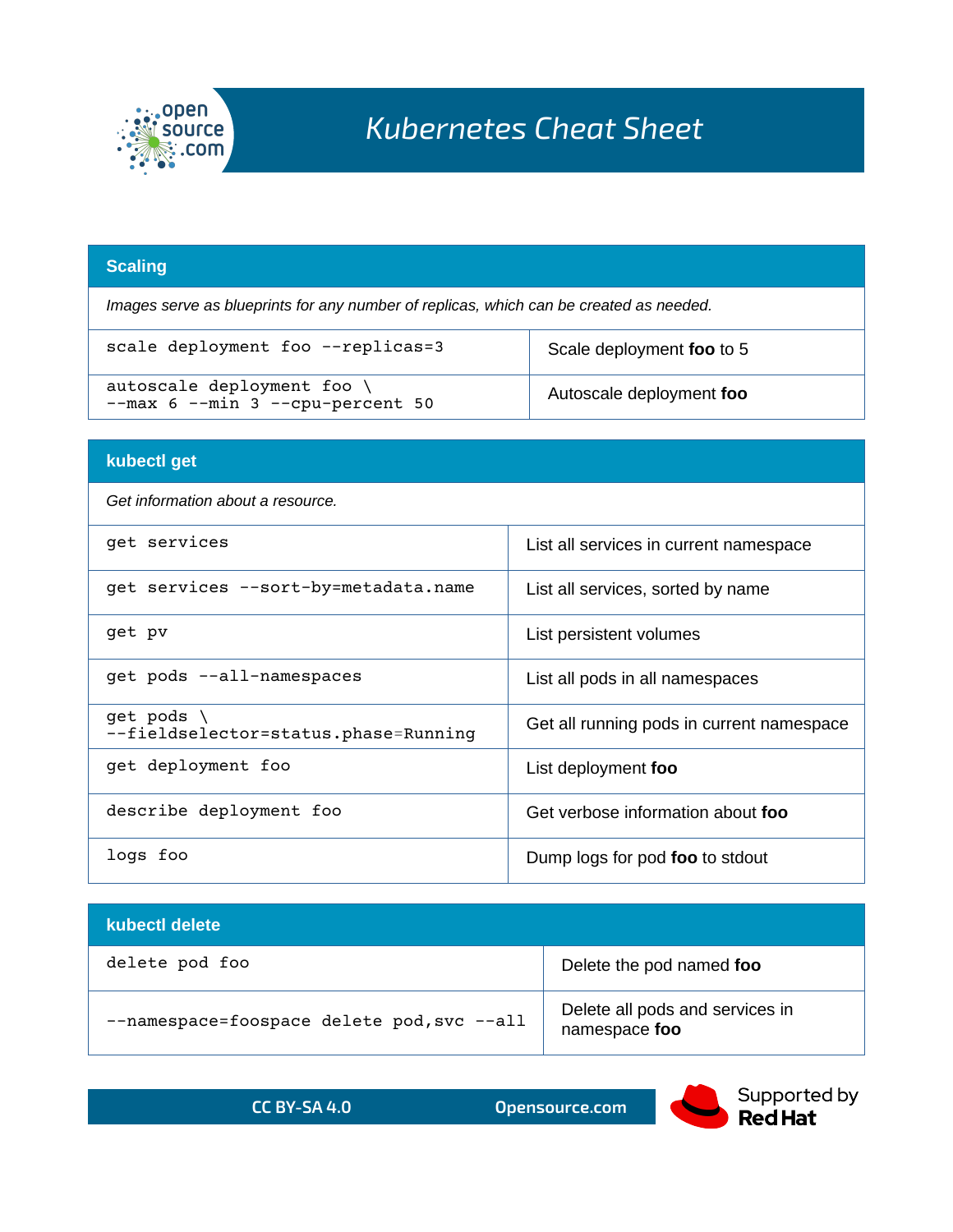# Kubernetes Cheat Sheet

## Scaling

*Images serve as blueprints for any number of replicas, which can be created as needed.*

| | |
|---|---|
| `scale deployment foo --replicas=3` | Scale deployment **foo** to 5 |
| `autoscale deployment foo \ --max 6 --min 3 --cpu-percent 50` | Autoscale deployment **foo** |

## kubectl get

*Get information about a resource.*

| | |
|---|---|
| `get services` | List all services in current namespace |
| `get services --sort-by=metadata.name` | List all services, sorted by name |
| `get pv` | List persistent volumes |
| `get pods --all-namespaces` | List all pods in all namespaces |
| `get pods \ --fieldselector=status.phase=Running` | Get all running pods in current namespace |
| `get deployment foo` | List deployment **foo** |
| `describe deployment foo` | Get verbose information about **foo** |
| `logs foo` | Dump logs for pod **foo** to stdout |

## kubectl delete

| | |
|---|---|
| `delete pod foo` | Delete the pod named **foo** |
| `--namespace=foospace delete pod,svc --all` | Delete all pods and services in namespace **foo** |

CC BY-SA 4.0 Opensource.com

Supported by Red Hat